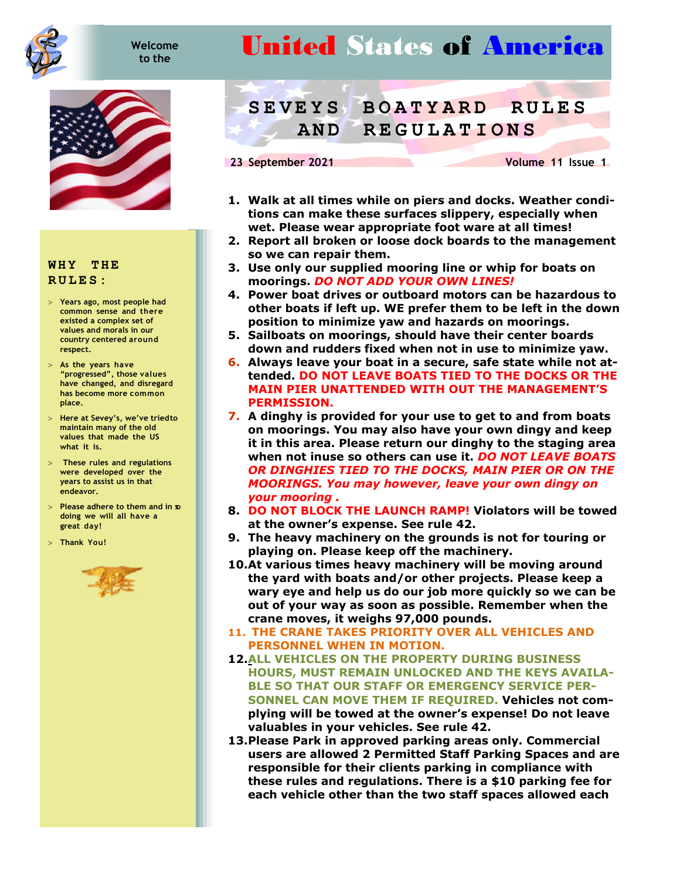Welcome to the

# United States of America

## SEVEYS BOATYARD RULES AND REGULATIONS

23 September 2021 Volume 11 Issue 1

1. **Walk at all times while on piers and docks. Weather conditions can make these surfaces slippery, especially when wet. Please wear appropriate foot ware at all times!**
2. **Report all broken or loose dock boards to the management so we can repair them.**
3. **Use only our supplied mooring line or whip for boats on moorings.** ***DO NOT ADD YOUR OWN LINES!***
4. **Power boat drives or outboard motors can be hazardous to other boats if left up. WE prefer them to be left in the down position to minimize yaw and hazards on moorings.**
5. **Sailboats on moorings, should have their center boards down and rudders fixed when not in use to minimize yaw.**
6. **Always leave your boat in a secure, safe state while not attended. DO NOT LEAVE BOATS TIED TO THE DOCKS OR THE MAIN PIER UNATTENDED WITH OUT THE MANAGEMENT'S PERMISSION.**
7. **A dinghy is provided for your use to get to and from boats on moorings. You may also have your own dingy and keep it in this area. Please return our dinghy to the staging area when not inuse so others can use it.** ***DO NOT LEAVE BOATS OR DINGHIES TIED TO THE DOCKS, MAIN PIER OR ON THE MOORINGS. You may however, leave your own dingy on your mooring .***
8. **DO NOT BLOCK THE LAUNCH RAMP! Violators will be towed at the owner's expense. See rule 42.**
9. **The heavy machinery on the grounds is not for touring or playing on. Please keep off the machinery.**
10. **At various times heavy machinery will be moving around the yard with boats and/or other projects. Please keep a wary eye and help us do our job more quickly so we can be out of your way as soon as possible. Remember when the crane moves, it weighs 97,000 pounds.**
11. **THE CRANE TAKES PRIORITY OVER ALL VEHICLES AND PERSONNEL WHEN IN MOTION.**
12. **ALL VEHICLES ON THE PROPERTY DURING BUSINESS HOURS, MUST REMAIN UNLOCKED AND THE KEYS AVAILABLE SO THAT OUR STAFF OR EMERGENCY SERVICE PERSONNEL CAN MOVE THEM IF REQUIRED. Vehicles not complying will be towed at the owner's expense! Do not leave valuables in your vehicles. See rule 42.**
13. **Please Park in approved parking areas only. Commercial users are allowed 2 Permitted Staff Parking Spaces and are responsible for their clients parking in compliance with these rules and regulations. There is a $10 parking fee for each vehicle other than the two staff spaces allowed each**

### WHY THE RULES:

- Years ago, most people had common sense and there existed a complex set of values and morals in our country centered around respect.
- As the years have "progressed", those values have changed, and disregard has become more common place.
- Here at Sevey's, we've triedto maintain many of the old values that made the US what it is.
- These rules and regulations were developed over the years to assist us in that endeavor.
- Please adhere to them and in so doing we will all have a great day!
- Thank You!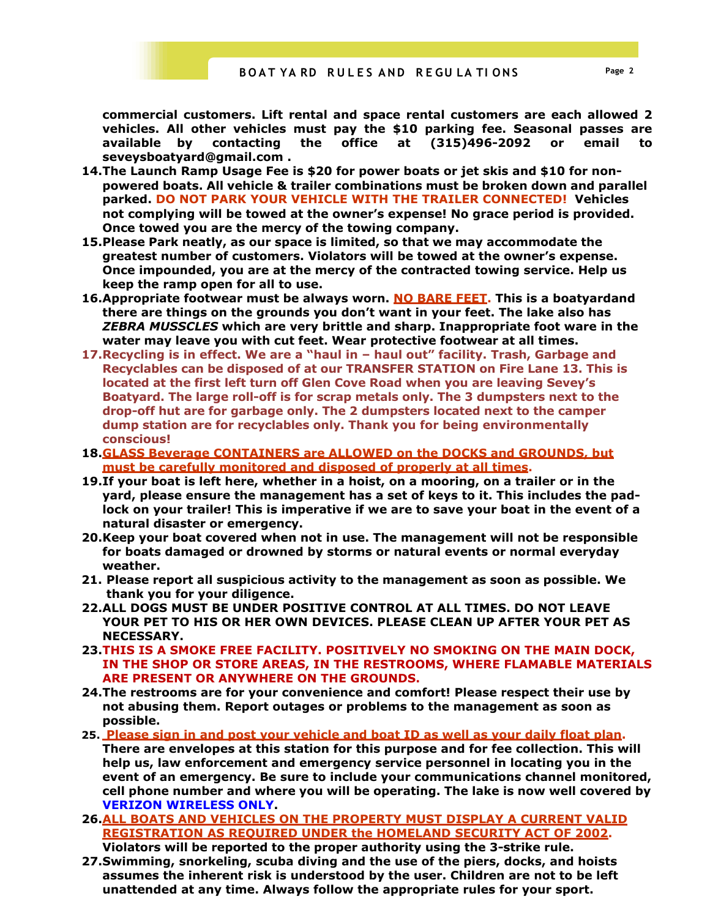**commercial customers. Lift rental and space rental customers are each allowed 2 vehicles. All other vehicles must pay the $10 parking fee. Seasonal passes are available by contacting the office at (315)496-2092 or email to seveysboatyard@gmail.com .**

14. **The Launch Ramp Usage Fee is $20 for power boats or jet skis and $10 for non-powered boats. All vehicle & trailer combinations must be broken down and parallel parked. DO NOT PARK YOUR VEHICLE WITH THE TRAILER CONNECTED! Vehicles not complying will be towed at the owner's expense! No grace period is provided. Once towed you are the mercy of the towing company.**
15. **Please Park neatly, as our space is limited, so that we may accommodate the greatest number of customers. Violators will be towed at the owner's expense. Once impounded, you are at the mercy of the contracted towing service. Help us keep the ramp open for all to use.**
16. **Appropriate footwear must be always worn. NO BARE FEET. This is a boatyardand there are things on the grounds you don't want in your feet. The lake also has *ZEBRA MUSSCLES* which are very brittle and sharp. Inappropriate foot ware in the water may leave you with cut feet. Wear protective footwear at all times.**
17. **Recycling is in effect. We are a "haul in – haul out" facility. Trash, Garbage and Recyclables can be disposed of at our TRANSFER STATION on Fire Lane 13. This is located at the first left turn off Glen Cove Road when you are leaving Sevey's Boatyard. The large roll-off is for scrap metals only. The 3 dumpsters next to the drop-off hut are for garbage only. The 2 dumpsters located next to the camper dump station are for recyclables only. Thank you for being environmentally conscious!**
18. **GLASS Beverage CONTAINERS are ALLOWED on the DOCKS and GROUNDS, but must be carefully monitored and disposed of properly at all times.**
19. **If your boat is left here, whether in a hoist, on a mooring, on a trailer or in the yard, please ensure the management has a set of keys to it. This includes the pad-lock on your trailer! This is imperative if we are to save your boat in the event of a natural disaster or emergency.**
20. **Keep your boat covered when not in use. The management will not be responsible for boats damaged or drowned by storms or natural events or normal everyday weather.**
21. **Please report all suspicious activity to the management as soon as possible. We thank you for your diligence.**
22. **ALL DOGS MUST BE UNDER POSITIVE CONTROL AT ALL TIMES. DO NOT LEAVE YOUR PET TO HIS OR HER OWN DEVICES. PLEASE CLEAN UP AFTER YOUR PET AS NECESSARY.**
23. **THIS IS A SMOKE FREE FACILITY. POSITIVELY NO SMOKING ON THE MAIN DOCK, IN THE SHOP OR STORE AREAS, IN THE RESTROOMS, WHERE FLAMABLE MATERIALS ARE PRESENT OR ANYWHERE ON THE GROUNDS.**
24. **The restrooms are for your convenience and comfort! Please respect their use by not abusing them. Report outages or problems to the management as soon as possible.**
25. **Please sign in and post your vehicle and boat ID as well as your daily float plan. There are envelopes at this station for this purpose and for fee collection. This will help us, law enforcement and emergency service personnel in locating you in the event of an emergency. Be sure to include your communications channel monitored, cell phone number and where you will be operating. The lake is now well covered by VERIZON WIRELESS ONLY.**
26. **ALL BOATS AND VEHICLES ON THE PROPERTY MUST DISPLAY A CURRENT VALID REGISTRATION AS REQUIRED UNDER the HOMELAND SECURITY ACT OF 2002. Violators will be reported to the proper authority using the 3-strike rule.**
27. **Swimming, snorkeling, scuba diving and the use of the piers, docks, and hoists assumes the inherent risk is understood by the user. Children are not to be left unattended at any time. Always follow the appropriate rules for your sport.**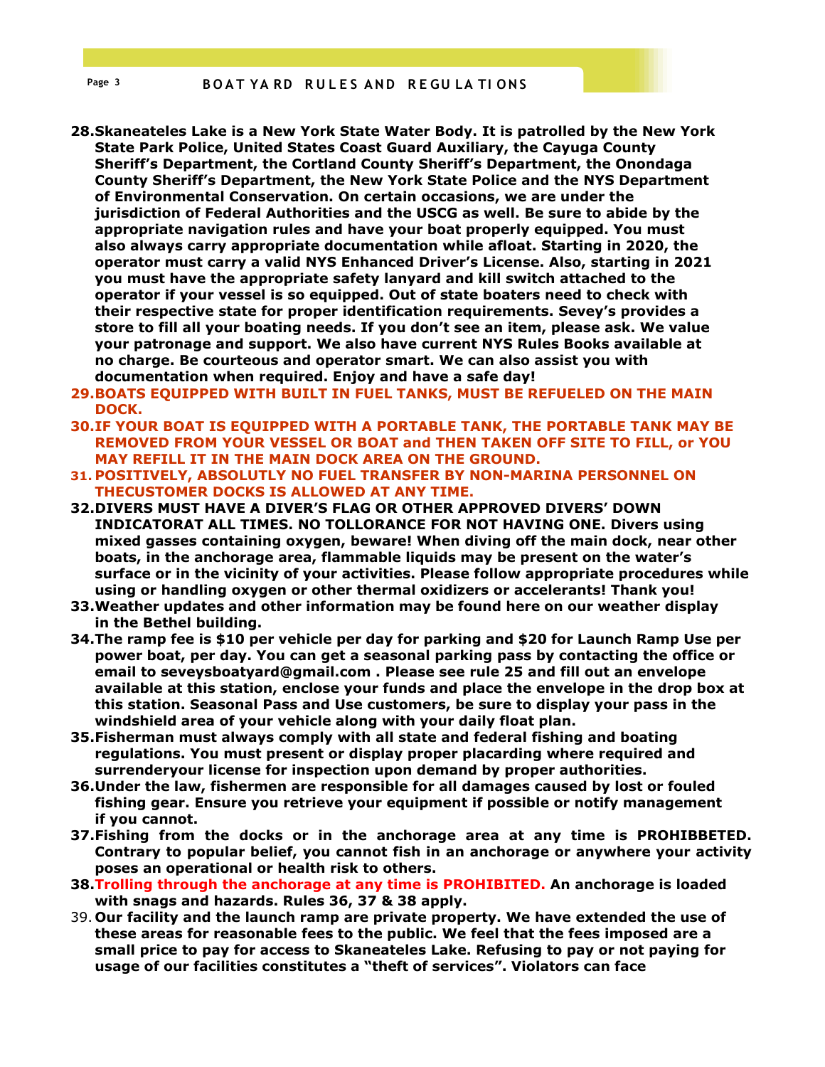28. **Skaneateles Lake is a New York State Water Body. It is patrolled by the New York State Park Police, United States Coast Guard Auxiliary, the Cayuga County Sheriff's Department, the Cortland County Sheriff's Department, the Onondaga County Sheriff's Department, the New York State Police and the NYS Department of Environmental Conservation. On certain occasions, we are under the jurisdiction of Federal Authorities and the USCG as well. Be sure to abide by the appropriate navigation rules and have your boat properly equipped. You must also always carry appropriate documentation while afloat. Starting in 2020, the operator must carry a valid NYS Enhanced Driver's License. Also, starting in 2021 you must have the appropriate safety lanyard and kill switch attached to the operator if your vessel is so equipped. Out of state boaters need to check with their respective state for proper identification requirements. Sevey's provides a store to fill all your boating needs. If you don't see an item, please ask. We value your patronage and support. We also have current NYS Rules Books available at no charge. Be courteous and operator smart. We can also assist you with documentation when required. Enjoy and have a safe day!**
29. **BOATS EQUIPPED WITH BUILT IN FUEL TANKS, MUST BE REFUELED ON THE MAIN DOCK.**
30. **IF YOUR BOAT IS EQUIPPED WITH A PORTABLE TANK, THE PORTABLE TANK MAY BE REMOVED FROM YOUR VESSEL OR BOAT and THEN TAKEN OFF SITE TO FILL, or YOU MAY REFILL IT IN THE MAIN DOCK AREA ON THE GROUND.**
31. **POSITIVELY, ABSOLUTLY NO FUEL TRANSFER BY NON-MARINA PERSONNEL ON THECUSTOMER DOCKS IS ALLOWED AT ANY TIME.**
32. **DIVERS MUST HAVE A DIVER'S FLAG OR OTHER APPROVED DIVERS' DOWN INDICATORAT ALL TIMES. NO TOLLORANCE FOR NOT HAVING ONE. Divers using mixed gasses containing oxygen, beware! When diving off the main dock, near other boats, in the anchorage area, flammable liquids may be present on the water's surface or in the vicinity of your activities. Please follow appropriate procedures while using or handling oxygen or other thermal oxidizers or accelerants! Thank you!**
33. **Weather updates and other information may be found here on our weather display in the Bethel building.**
34. **The ramp fee is $10 per vehicle per day for parking and $20 for Launch Ramp Use per power boat, per day. You can get a seasonal parking pass by contacting the office or email to seveysboatyard@gmail.com . Please see rule 25 and fill out an envelope available at this station, enclose your funds and place the envelope in the drop box at this station. Seasonal Pass and Use customers, be sure to display your pass in the windshield area of your vehicle along with your daily float plan.**
35. **Fisherman must always comply with all state and federal fishing and boating regulations. You must present or display proper placarding where required and surrenderyour license for inspection upon demand by proper authorities.**
36. **Under the law, fishermen are responsible for all damages caused by lost or fouled fishing gear. Ensure you retrieve your equipment if possible or notify management if you cannot.**
37. **Fishing from the docks or in the anchorage area at any time is PROHIBBETED. Contrary to popular belief, you cannot fish in an anchorage or anywhere your activity poses an operational or health risk to others.**
38. **Trolling through the anchorage at any time is PROHIBITED. An anchorage is loaded with snags and hazards. Rules 36, 37 & 38 apply.**
39. **Our facility and the launch ramp are private property. We have extended the use of these areas for reasonable fees to the public. We feel that the fees imposed are a small price to pay for access to Skaneateles Lake. Refusing to pay or not paying for usage of our facilities constitutes a "theft of services". Violators can face**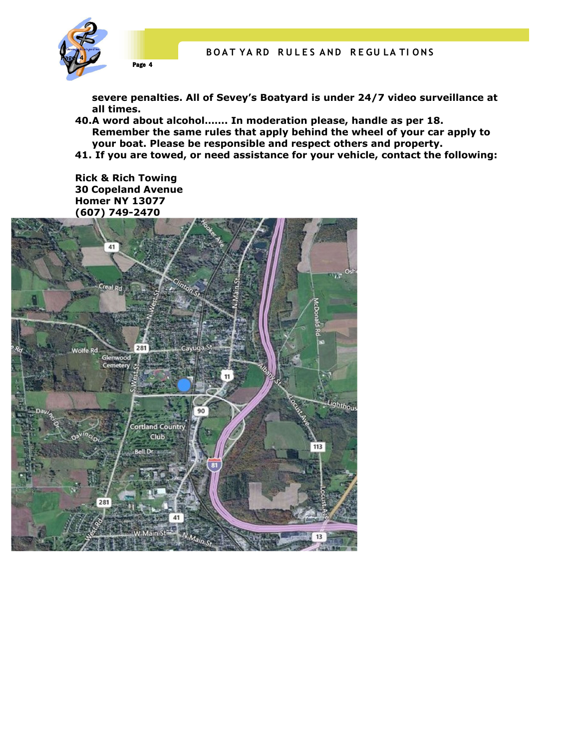**severe penalties. All of Sevey's Boatyard is under 24/7 video surveillance at all times.**

40. **A word about alcohol……. In moderation please, handle as per 18. Remember the same rules that apply behind the wheel of your car apply to your boat. Please be responsible and respect others and property.**

41. **If you are towed, or need assistance for your vehicle, contact the following:**

**Rick & Rich Towing**
**30 Copeland Avenue**
**Homer NY 13077**
**(607) 749-2470**